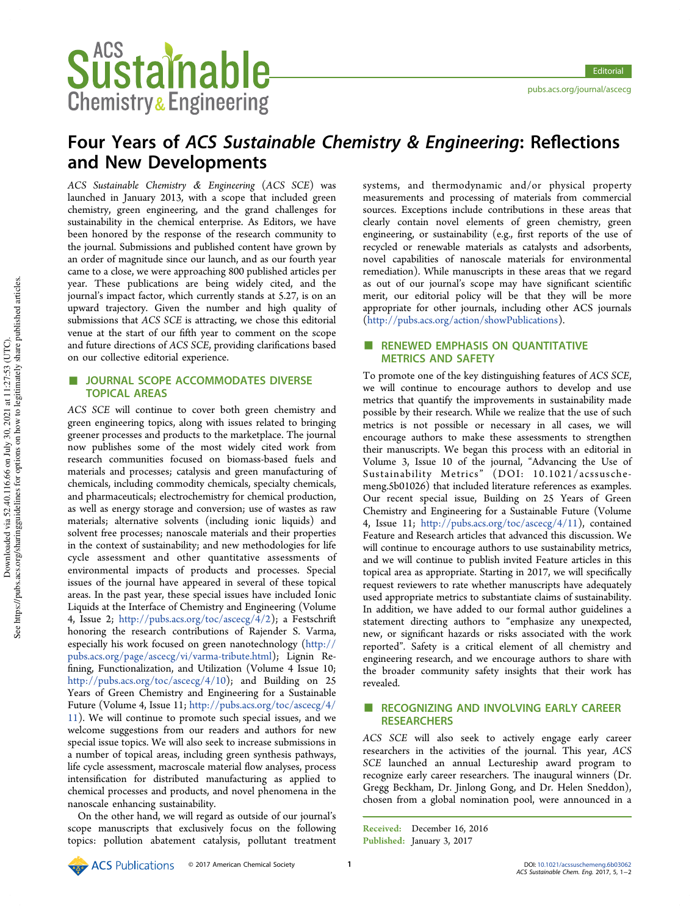# Four Years of *ACS Sustainable Chemistry & Engineering*: Reflections and New Developments

*ACS Sustainable Chemistry & Engineering* (*ACS SCE*) was launched in January 2013, with a scope that included green chemistry, green engineering, and the grand challenges for sustainability in the chemical enterprise. As Editors, we have been honored by the response of the research community to the journal. Submissions and published content have grown by an order of magnitude since our launch, and as our fourth year came to a close, we were approaching 800 published articles per year. These publications are being widely cited, and the journal's impact factor, which currently stands at 5.27, is on an upward trajectory. Given the number and high quality of submissions that *ACS SCE* is attracting, we chose this editorial venue at the start of our fifth year to comment on the scope and future directions of *ACS SCE*, providing clarifications based on our collective editorial experience.

## ■ JOURNAL SCOPE ACCOMMODATES DIVERSE TOPICAL AREAS

*ACS SCE* will continue to cover both green chemistry and green engineering topics, along with issues related to bringing greener processes and products to the marketplace. The journal now publishes some of the most widely cited work from research communities focused on biomass-based fuels and materials and processes; catalysis and green manufacturing of chemicals, including commodity chemicals, specialty chemicals, and pharmaceuticals; electrochemistry for chemical production, as well as energy storage and conversion; use of wastes as raw materials; alternative solvents (including ionic liquids) and solvent free processes; nanoscale materials and their properties in the context of sustainability; and new methodologies for life cycle assessment and other quantitative assessments of environmental impacts of products and processes. Special issues of the journal have appeared in several of these topical areas. In the past year, these special issues have included Ionic Liquids at the Interface of Chemistry and Engineering (Volume 4, Issue 2; http://pubs.acs.org/toc/ascecg/4/2); a Festschrift honoring the research contributions of Rajender S. Varma, especially his work focused on green nanotechnology (http://pubs.acs.org/page/ascecg/vi/varma-tribute.html); Lignin Refining, Functionalization, and Utilization (Volume 4 Issue 10; http://pubs.acs.org/toc/ascecg/4/10); and Building on 25 Years of Green Chemistry and Engineering for a Sustainable Future (Volume 4, Issue 11; http://pubs.acs.org/toc/ascecg/4/11). We will continue to promote such special issues, and we welcome suggestions from our readers and authors for new special issue topics. We will also seek to increase submissions in a number of topical areas, including green synthesis pathways, life cycle assessment, macroscale material flow analyses, process intensification for distributed manufacturing as applied to chemical processes and products, and novel phenomena in the nanoscale enhancing sustainability.

On the other hand, we will regard as outside of our journal's scope manuscripts that exclusively focus on the following topics: pollution abatement catalysis, pollutant treatment systems, and thermodynamic and/or physical property measurements and processing of materials from commercial sources. Exceptions include contributions in these areas that clearly contain novel elements of green chemistry, green engineering, or sustainability (e.g., first reports of the use of recycled or renewable materials as catalysts and adsorbents, novel capabilities of nanoscale materials for environmental remediation). While manuscripts in these areas that we regard as out of our journal's scope may have significant scientific merit, our editorial policy will be that they will be more appropriate for other journals, including other ACS journals (http://pubs.acs.org/action/showPublications).

## ■ RENEWED EMPHASIS ON QUANTITATIVE METRICS AND SAFETY

To promote one of the key distinguishing features of *ACS SCE*, we will continue to encourage authors to develop and use metrics that quantify the improvements in sustainability made possible by their research. While we realize that the use of such metrics is not possible or necessary in all cases, we will encourage authors to make these assessments to strengthen their manuscripts. We began this process with an editorial in Volume 3, Issue 10 of the journal, "Advancing the Use of Sustainability Metrics" (DOI: 10.1021/acssuschemeng.5b01026) that included literature references as examples. Our recent special issue, Building on 25 Years of Green Chemistry and Engineering for a Sustainable Future (Volume 4, Issue 11; http://pubs.acs.org/toc/ascecg/4/11), contained Feature and Research articles that advanced this discussion. We will continue to encourage authors to use sustainability metrics, and we will continue to publish invited Feature articles in this topical area as appropriate. Starting in 2017, we will specifically request reviewers to rate whether manuscripts have adequately used appropriate metrics to substantiate claims of sustainability. In addition, we have added to our formal author guidelines a statement directing authors to "emphasize any unexpected, new, or significant hazards or risks associated with the work reported". Safety is a critical element of all chemistry and engineering research, and we encourage authors to share with the broader community safety insights that their work has revealed.

## ■ RECOGNIZING AND INVOLVING EARLY CAREER RESEARCHERS

*ACS SCE* will also seek to actively engage early career researchers in the activities of the journal. This year, *ACS SCE* launched an annual Lectureship award program to recognize early career researchers. The inaugural winners (Dr. Gregg Beckham, Dr. Jinlong Gong, and Dr. Helen Sneddon), chosen from a global nomination pool, were announced in a

Received: December 16, 2016
Published: January 3, 2017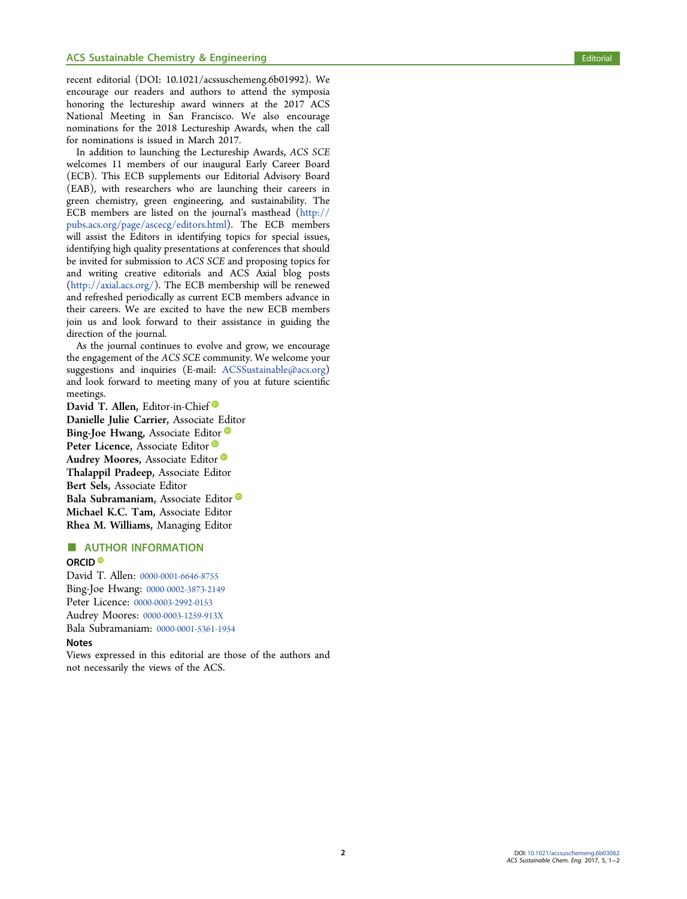recent editorial (DOI: 10.1021/acssuschemeng.6b01992). We encourage our readers and authors to attend the symposia honoring the lectureship award winners at the 2017 ACS National Meeting in San Francisco. We also encourage nominations for the 2018 Lectureship Awards, when the call for nominations is issued in March 2017.

In addition to launching the Lectureship Awards, *ACS SCE* welcomes 11 members of our inaugural Early Career Board (ECB). This ECB supplements our Editorial Advisory Board (EAB), with researchers who are launching their careers in green chemistry, green engineering, and sustainability. The ECB members are listed on the journal's masthead (http://pubs.acs.org/page/ascecg/editors.html). The ECB members will assist the Editors in identifying topics for special issues, identifying high quality presentations at conferences that should be invited for submission to *ACS SCE* and proposing topics for and writing creative editorials and ACS Axial blog posts (http://axial.acs.org/). The ECB membership will be renewed and refreshed periodically as current ECB members advance in their careers. We are excited to have the new ECB members join us and look forward to their assistance in guiding the direction of the journal.

As the journal continues to evolve and grow, we encourage the engagement of the *ACS SCE* community. We welcome your suggestions and inquiries (E-mail: ACSSustainable@acs.org) and look forward to meeting many of you at future scientific meetings.

**David T. Allen**, Editor-in-Chief
**Danielle Julie Carrier**, Associate Editor
**Bing-Joe Hwang**, Associate Editor
**Peter Licence**, Associate Editor
**Audrey Moores**, Associate Editor
**Thalappil Pradeep**, Associate Editor
**Bert Sels**, Associate Editor
**Bala Subramaniam**, Associate Editor
**Michael K.C. Tam**, Associate Editor
**Rhea M. Williams**, Managing Editor

## AUTHOR INFORMATION

### ORCID

David T. Allen: 0000-0001-6646-8755
Bing-Joe Hwang: 0000-0002-3873-2149
Peter Licence: 0000-0003-2992-0153
Audrey Moores: 0000-0003-1259-913X
Bala Subramaniam: 0000-0001-5361-1954

### Notes

Views expressed in this editorial are those of the authors and not necessarily the views of the ACS.